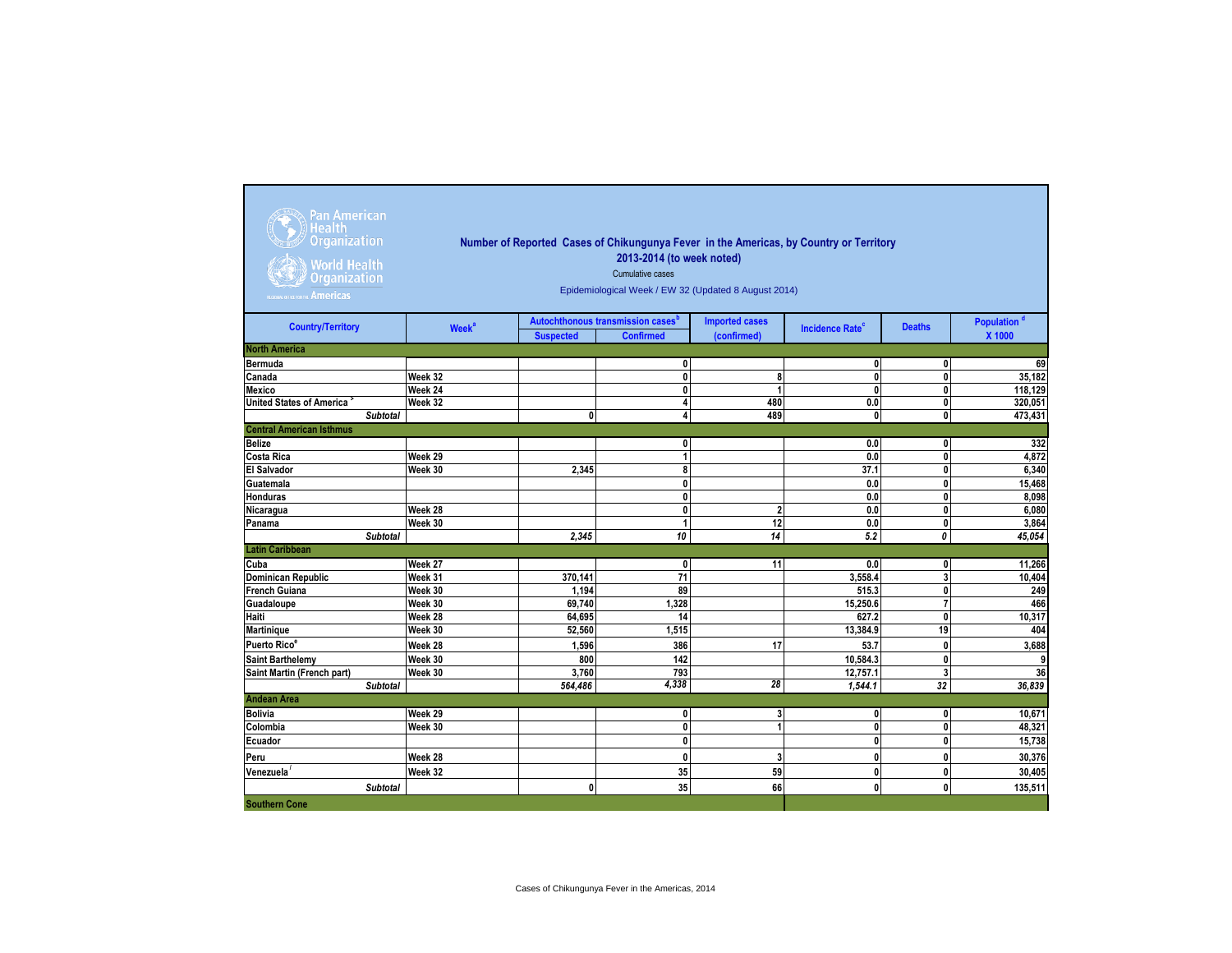Pan American Health Organization
World Health Organization
REGIONAL OFFICE FOR THE Americas

## Number of Reported Cases of Chikungunya Fever in the Americas, by Country or Territory
### 2013-2014 (to week noted)

Cumulative cases

Epidemiological Week / EW 32 (Updated 8 August 2014)

| Country/Territory | Week[a] | Autochthonous transmission cases[b] | | Imported cases | Incidence Rate[c] | Deaths | Population [d] |
|---|---|---|---|---|---|---|---|
| | | Suspected | Confirmed | (confirmed) | | | X 1000 |
| **North America** | | | | | | | |
| Bermuda | | | 0 | | 0 | 0 | 69 |
| Canada | Week 32 | | 0 | 8 | 0 | 0 | 35,182 |
| Mexico | Week 24 | | 0 | 1 | 0 | 0 | 118,129 |
| United States of America [>] | Week 32 | | 4 | 480 | 0.0 | 0 | 320,051 |
| *Subtotal* | | 0 | 4 | 489 | 0 | 0 | 473,431 |
| **Central American Isthmus** | | | | | | | |
| Belize | | | 0 | | 0.0 | 0 | 332 |
| Costa Rica | Week 29 | | 1 | | 0.0 | 0 | 4,872 |
| El Salvador | Week 30 | 2,345 | 8 | | 37.1 | 0 | 6,340 |
| Guatemala | | | 0 | | 0.0 | 0 | 15,468 |
| Honduras | | | 0 | | 0.0 | 0 | 8,098 |
| Nicaragua | Week 28 | | 0 | 2 | 0.0 | 0 | 6,080 |
| Panama | Week 30 | | 1 | 12 | 0.0 | 0 | 3,864 |
| *Subtotal* | | *2,345* | *10* | *14* | *5.2* | *0* | *45,054* |
| **Latin Caribbean** | | | | | | | |
| Cuba | Week 27 | | 0 | 11 | 0.0 | 0 | 11,266 |
| Dominican Republic | Week 31 | 370,141 | 71 | | 3,558.4 | 3 | 10,404 |
| French Guiana | Week 30 | 1,194 | 89 | | 515.3 | 0 | 249 |
| Guadaloupe | Week 30 | 69,740 | 1,328 | | 15,250.6 | 7 | 466 |
| Haiti | Week 28 | 64,695 | 14 | | 627.2 | 0 | 10,317 |
| Martinique | Week 30 | 52,560 | 1,515 | | 13,384.9 | 19 | 404 |
| Puerto Rico[e] | Week 28 | 1,596 | 386 | 17 | 53.7 | 0 | 3,688 |
| Saint Barthelemy | Week 30 | 800 | 142 | | 10,584.3 | 0 | 9 |
| Saint Martin (French part) | Week 30 | 3,760 | 793 | | 12,757.1 | 3 | 36 |
| *Subtotal* | | *564,486* | *4,338* | *28* | *1,544.1* | *32* | *36,839* |
| **Andean Area** | | | | | | | |
| Bolivia | Week 29 | | 0 | 3 | 0 | 0 | 10,671 |
| Colombia | Week 30 | | 0 | 1 | 0 | 0 | 48,321 |
| Ecuador | | | 0 | | 0 | 0 | 15,738 |
| Peru | Week 28 | | 0 | 3 | 0 | 0 | 30,376 |
| Venezuela[f] | Week 32 | | 35 | 59 | 0 | 0 | 30,405 |
| *Subtotal* | | 0 | 35 | 66 | 0 | 0 | 135,511 |
| **Southern Cone** | | | | | | | |

Cases of Chikungunya Fever in the Americas, 2014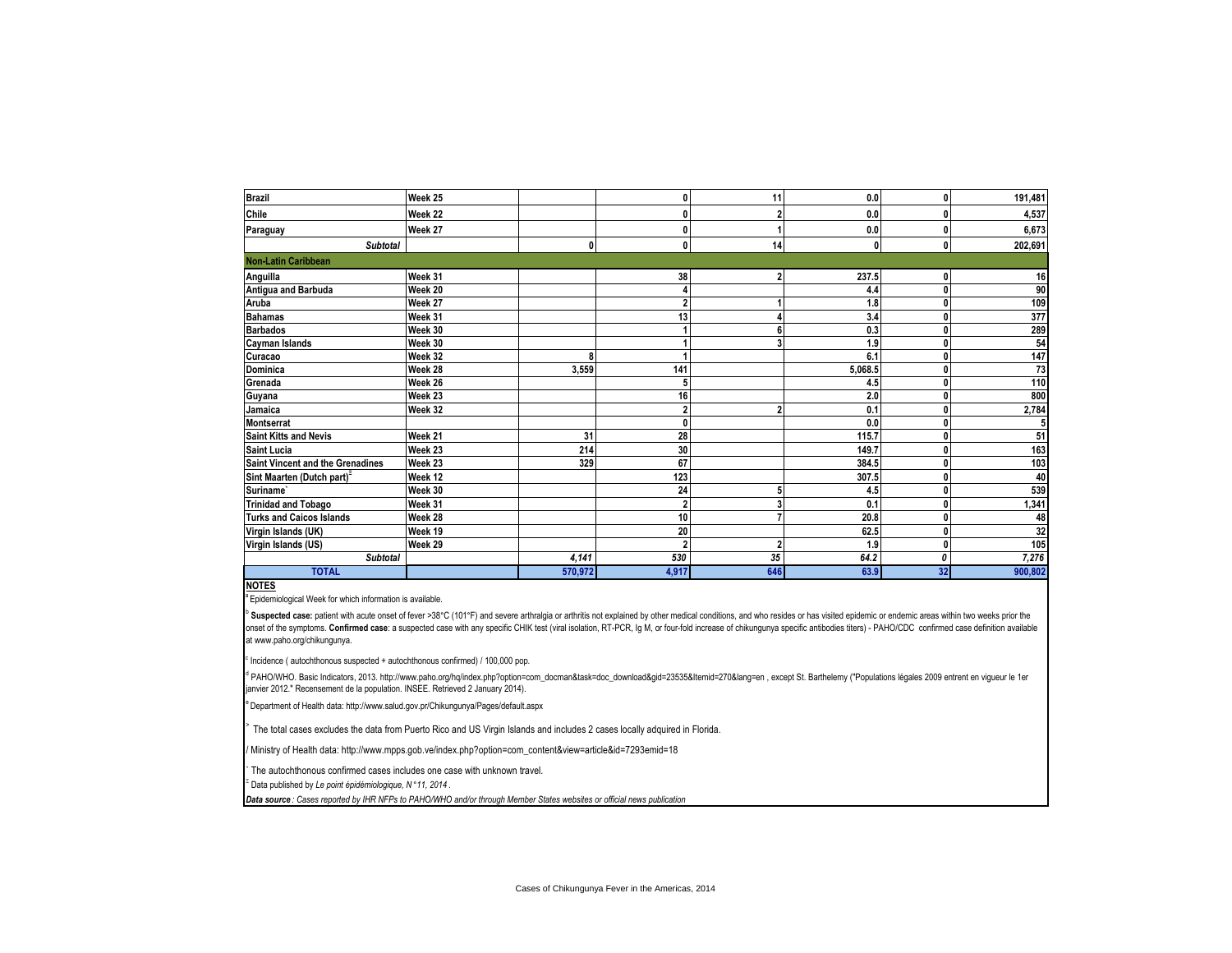| | | | | | | | |
|---|---|---|---|---|---|---|---|
| **Brazil** | Week 25 | | 0 | 11 | 0.0 | 0 | 191,481 |
| **Chile** | Week 22 | | 0 | 2 | 0.0 | 0 | 4,537 |
| **Paraguay** | Week 27 | | 0 | 1 | 0.0 | 0 | 6,673 |
| ***Subtotal*** | | 0 | 0 | 14 | 0 | 0 | 202,691 |
| **Non-Latin Caribbean** | | | | | | | |
| **Anguilla** | Week 31 | | 38 | 2 | 237.5 | 0 | 16 |
| **Antigua and Barbuda** | Week 20 | | 4 | | 4.4 | 0 | 90 |
| **Aruba** | Week 27 | | 2 | 1 | 1.8 | 0 | 109 |
| **Bahamas** | Week 31 | | 13 | 4 | 3.4 | 0 | 377 |
| **Barbados** | Week 30 | | 1 | 6 | 0.3 | 0 | 289 |
| **Cayman Islands** | Week 30 | | 1 | 3 | 1.9 | 0 | 54 |
| **Curacao** | Week 32 | 8 | 1 | | 6.1 | 0 | 147 |
| **Dominica** | Week 28 | 3,559 | 141 | | 5,068.5 | 0 | 73 |
| **Grenada** | Week 26 | | 5 | | 4.5 | 0 | 110 |
| **Guyana** | Week 23 | | 16 | | 2.0 | 0 | 800 |
| **Jamaica** | Week 32 | | 2 | 2 | 0.1 | 0 | 2,784 |
| **Montserrat** | | | 0 | | 0.0 | 0 | 5 |
| **Saint Kitts and Nevis** | Week 21 | 31 | 28 | | 115.7 | 0 | 51 |
| **Saint Lucia** | Week 23 | 214 | 30 | | 149.7 | 0 | 163 |
| **Saint Vincent and the Grenadines** | Week 23 | 329 | 67 | | 384.5 | 0 | 103 |
| **Sint Maarten (Dutch part)**[≡] | Week 12 | | 123 | | 307.5 | 0 | 40 |
| **Suriname**` | Week 30 | | 24 | 5 | 4.5 | 0 | 539 |
| **Trinidad and Tobago** | Week 31 | | 2 | 3 | 0.1 | 0 | 1,341 |
| **Turks and Caicos Islands** | Week 28 | | 10 | 7 | 20.8 | 0 | 48 |
| **Virgin Islands (UK)** | Week 19 | | 20 | | 62.5 | 0 | 32 |
| **Virgin Islands (US)** | Week 29 | | 2 | 2 | 1.9 | 0 | 105 |
| ***Subtotal*** | | *4,141* | *530* | *35* | *64.2* | *0* | *7,276* |
| **TOTAL** | | 570,972 | 4,917 | 646 | 63.9 | 32 | 900,802 |

**NOTES**

[a] Epidemiological Week for which information is available.

[b] **Suspected case:** patient with acute onset of fever >38°C (101°F) and severe arthralgia or arthritis not explained by other medical conditions, and who resides or has visited epidemic or endemic areas within two weeks prior the onset of the symptoms. **Confirmed case**: a suspected case with any specific CHIK test (viral isolation, RT-PCR, Ig M, or four-fold increase of chikungunya specific antibodies titers) - PAHO/CDC confirmed case definition available at www.paho.org/chikungunya.

[c] Incidence ( autochthonous suspected + autochthonous confirmed) / 100,000 pop.

[d] PAHO/WHO. Basic Indicators, 2013. http://www.paho.org/hq/index.php?option=com_docman&task=doc_download&gid=23535&Itemid=270&lang=en , except St. Barthelemy ("Populations légales 2009 entrent en vigueur le 1er janvier 2012." Recensement de la population. INSEE. Retrieved 2 January 2014).

[e] Department of Health data: http://www.salud.gov.pr/Chikungunya/Pages/default.aspx

[>] The total cases excludes the data from Puerto Rico and US Virgin Islands and includes 2 cases locally adquired in Florida.

/ Ministry of Health data: http://www.mpps.gob.ve/index.php?option=com_content&view=article&id=7293emid=18

` The autochthonous confirmed cases includes one case with unknown travel.

[≡] Data published by *Le point épidémiologique, N°11, 2014*.

***Data source**: Cases reported by IHR NFPs to PAHO/WHO and/or through Member States websites or official news publication*

Cases of Chikungunya Fever in the Americas, 2014